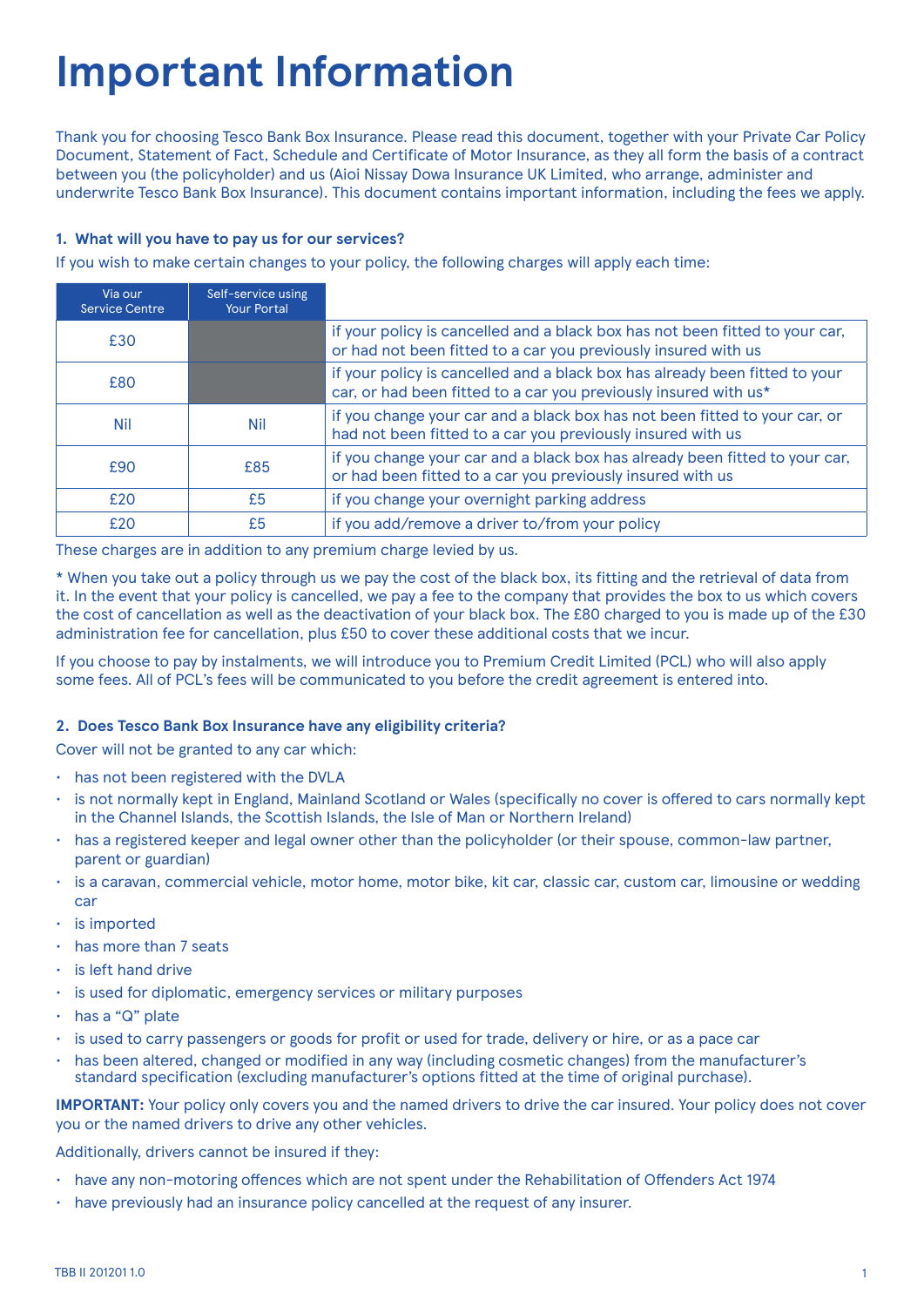# Important Information

Thank you for choosing Tesco Bank Box Insurance. Please read this document, together with your Private Car Policy Document, Statement of Fact, Schedule and Certificate of Motor Insurance, as they all form the basis of a contract between you (the policyholder) and us (Aioi Nissay Dowa Insurance UK Limited, who arrange, administer and underwrite Tesco Bank Box Insurance). This document contains important information, including the fees we apply.

**1. What will you have to pay us for our services?**

If you wish to make certain changes to your policy, the following charges will apply each time:

| Via our Service Centre | Self-service using Your Portal | |
|---|---|---|
| £30 | | if your policy is cancelled and a black box has not been fitted to your car, or had not been fitted to a car you previously insured with us |
| £80 | | if your policy is cancelled and a black box has already been fitted to your car, or had been fitted to a car you previously insured with us* |
| Nil | Nil | if you change your car and a black box has not been fitted to your car, or had not been fitted to a car you previously insured with us |
| £90 | £85 | if you change your car and a black box has already been fitted to your car, or had been fitted to a car you previously insured with us |
| £20 | £5 | if you change your overnight parking address |
| £20 | £5 | if you add/remove a driver to/from your policy |

These charges are in addition to any premium charge levied by us.

* When you take out a policy through us we pay the cost of the black box, its fitting and the retrieval of data from it. In the event that your policy is cancelled, we pay a fee to the company that provides the box to us which covers the cost of cancellation as well as the deactivation of your black box. The £80 charged to you is made up of the £30 administration fee for cancellation, plus £50 to cover these additional costs that we incur.

If you choose to pay by instalments, we will introduce you to Premium Credit Limited (PCL) who will also apply some fees. All of PCL's fees will be communicated to you before the credit agreement is entered into.

**2. Does Tesco Bank Box Insurance have any eligibility criteria?**

Cover will not be granted to any car which:

- has not been registered with the DVLA
- is not normally kept in England, Mainland Scotland or Wales (specifically no cover is offered to cars normally kept in the Channel Islands, the Scottish Islands, the Isle of Man or Northern Ireland)
- has a registered keeper and legal owner other than the policyholder (or their spouse, common-law partner, parent or guardian)
- is a caravan, commercial vehicle, motor home, motor bike, kit car, classic car, custom car, limousine or wedding car
- is imported
- has more than 7 seats
- is left hand drive
- is used for diplomatic, emergency services or military purposes
- has a "Q" plate
- is used to carry passengers or goods for profit or used for trade, delivery or hire, or as a pace car
- has been altered, changed or modified in any way (including cosmetic changes) from the manufacturer's standard specification (excluding manufacturer's options fitted at the time of original purchase).

**IMPORTANT:** Your policy only covers you and the named drivers to drive the car insured. Your policy does not cover you or the named drivers to drive any other vehicles.

Additionally, drivers cannot be insured if they:

- have any non-motoring offences which are not spent under the Rehabilitation of Offenders Act 1974
- have previously had an insurance policy cancelled at the request of any insurer.

TBB II 201201 1.0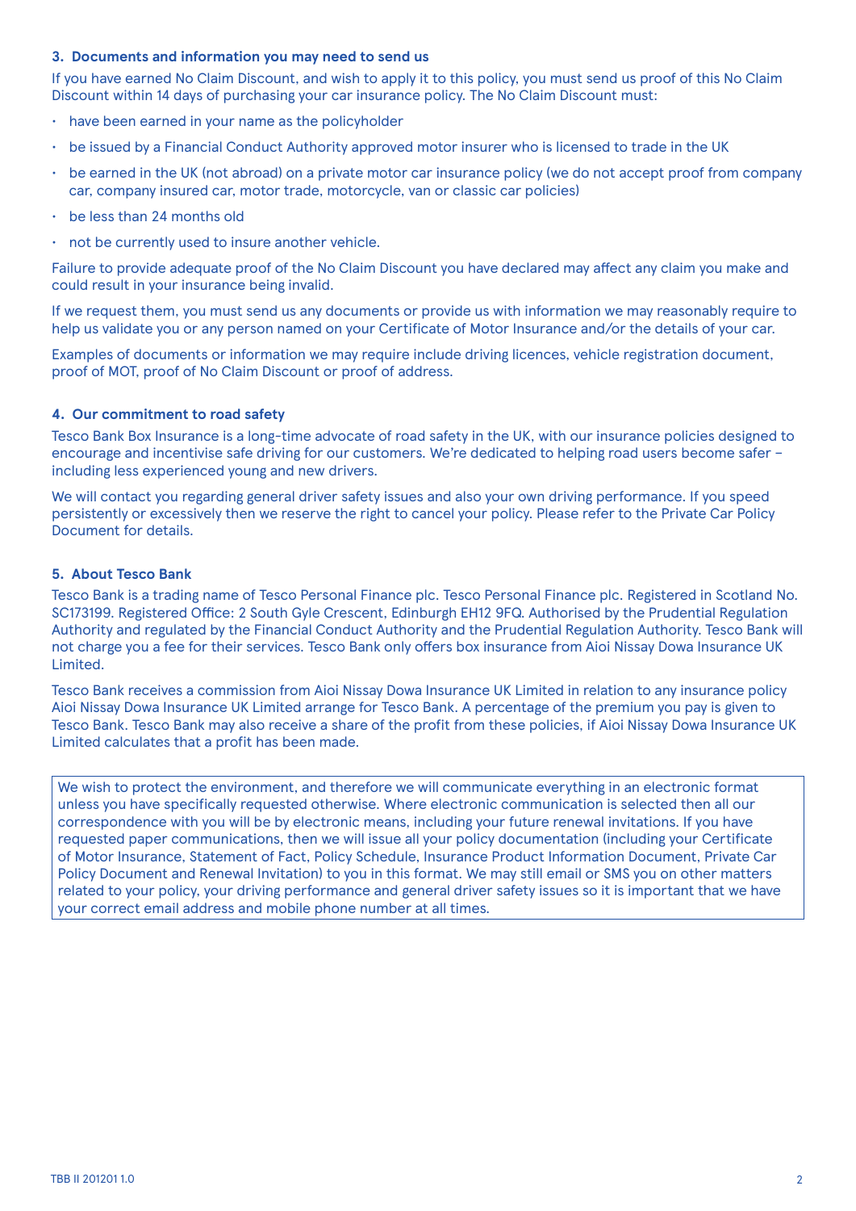### 3. Documents and information you may need to send us

If you have earned No Claim Discount, and wish to apply it to this policy, you must send us proof of this No Claim Discount within 14 days of purchasing your car insurance policy. The No Claim Discount must:

- have been earned in your name as the policyholder
- be issued by a Financial Conduct Authority approved motor insurer who is licensed to trade in the UK
- be earned in the UK (not abroad) on a private motor car insurance policy (we do not accept proof from company car, company insured car, motor trade, motorcycle, van or classic car policies)
- be less than 24 months old
- not be currently used to insure another vehicle.

Failure to provide adequate proof of the No Claim Discount you have declared may affect any claim you make and could result in your insurance being invalid.

If we request them, you must send us any documents or provide us with information we may reasonably require to help us validate you or any person named on your Certificate of Motor Insurance and/or the details of your car.

Examples of documents or information we may require include driving licences, vehicle registration document, proof of MOT, proof of No Claim Discount or proof of address.

### 4. Our commitment to road safety

Tesco Bank Box Insurance is a long-time advocate of road safety in the UK, with our insurance policies designed to encourage and incentivise safe driving for our customers. We're dedicated to helping road users become safer – including less experienced young and new drivers.

We will contact you regarding general driver safety issues and also your own driving performance. If you speed persistently or excessively then we reserve the right to cancel your policy. Please refer to the Private Car Policy Document for details.

### 5. About Tesco Bank

Tesco Bank is a trading name of Tesco Personal Finance plc. Tesco Personal Finance plc. Registered in Scotland No. SC173199. Registered Office: 2 South Gyle Crescent, Edinburgh EH12 9FQ. Authorised by the Prudential Regulation Authority and regulated by the Financial Conduct Authority and the Prudential Regulation Authority. Tesco Bank will not charge you a fee for their services. Tesco Bank only offers box insurance from Aioi Nissay Dowa Insurance UK Limited.

Tesco Bank receives a commission from Aioi Nissay Dowa Insurance UK Limited in relation to any insurance policy Aioi Nissay Dowa Insurance UK Limited arrange for Tesco Bank. A percentage of the premium you pay is given to Tesco Bank. Tesco Bank may also receive a share of the profit from these policies, if Aioi Nissay Dowa Insurance UK Limited calculates that a profit has been made.

We wish to protect the environment, and therefore we will communicate everything in an electronic format unless you have specifically requested otherwise. Where electronic communication is selected then all our correspondence with you will be by electronic means, including your future renewal invitations. If you have requested paper communications, then we will issue all your policy documentation (including your Certificate of Motor Insurance, Statement of Fact, Policy Schedule, Insurance Product Information Document, Private Car Policy Document and Renewal Invitation) to you in this format. We may still email or SMS you on other matters related to your policy, your driving performance and general driver safety issues so it is important that we have your correct email address and mobile phone number at all times.

TBB II 201201 1.0